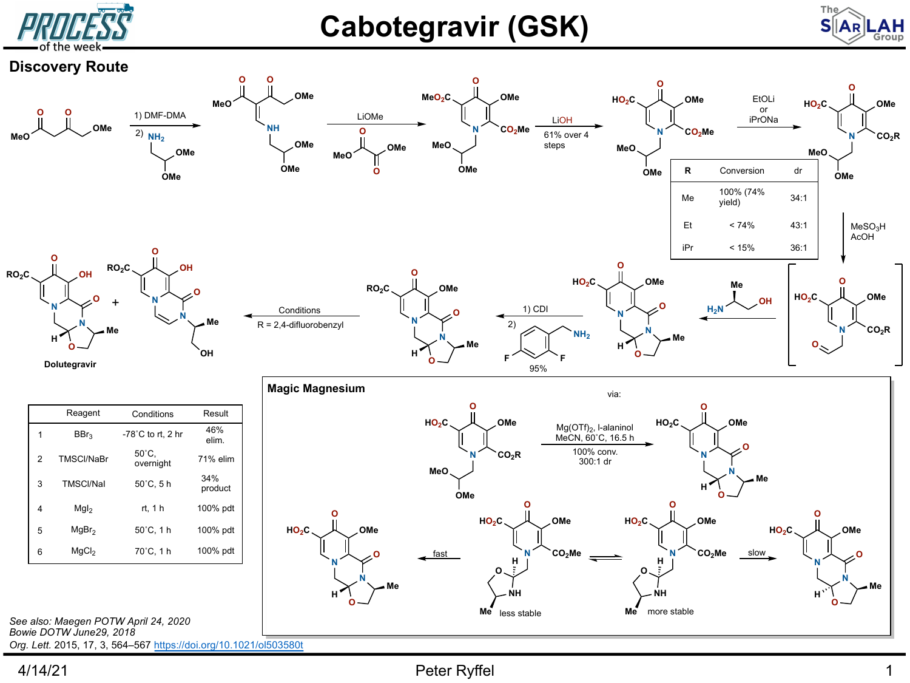# Cabotegravir (GSK)

## Discovery Route

1) DMF-DMA
2) $NH_2$-aminoacetaldehyde dimethyl acetal

LiOMe, dimethyl oxalate

LiOH, 61% over 4 steps

EtOLi or iPrONa

| R | Conversion | dr |
|---|---|---|
| Me | 100% (74% yield) | 34:1 |
| Et | < 74% | 43:1 |
| iPr | < 15% | 36:1 |

$MeSO_3H$, AcOH

(R)-alaninol ($H_2N$, Me, OH)

1) CDI
2) 2,4-difluorobenzylamine

95%

Conditions, R = 2,4-difluorobenzyl

Dolutegravir +

| | Reagent | Conditions | Result |
|---|---|---|---|
| 1 | $BBr_3$ | -78˚C to rt, 2 hr | 46% elim. |
| 2 | TMSCl/NaBr | 50˚C, overnight | 71% elim |
| 3 | TMSCl/NaI | 50˚C, 5 h | 34% product |
| 4 | $MgI_2$ | rt, 1 h | 100% pdt |
| 5 | $MgBr_2$ | 50˚C, 1 h | 100% pdt |
| 6 | $MgCl_2$ | 70˚C, 1 h | 100% pdt |

## Magic Magnesium

$Mg(OTf)_2$, l-alaninol, MeCN, 60˚C, 16.5 h

100% conv., 300:1 dr

via:

fast ← less stable ⇌ more stable → slow

*See also: Maegen POTW April 24, 2020*
*Bowie DOTW June29, 2018*
*Org. Lett.* 2015, 17, 3, 564–567 https://doi.org/10.1021/ol503580t

4/14/21 Peter Ryffel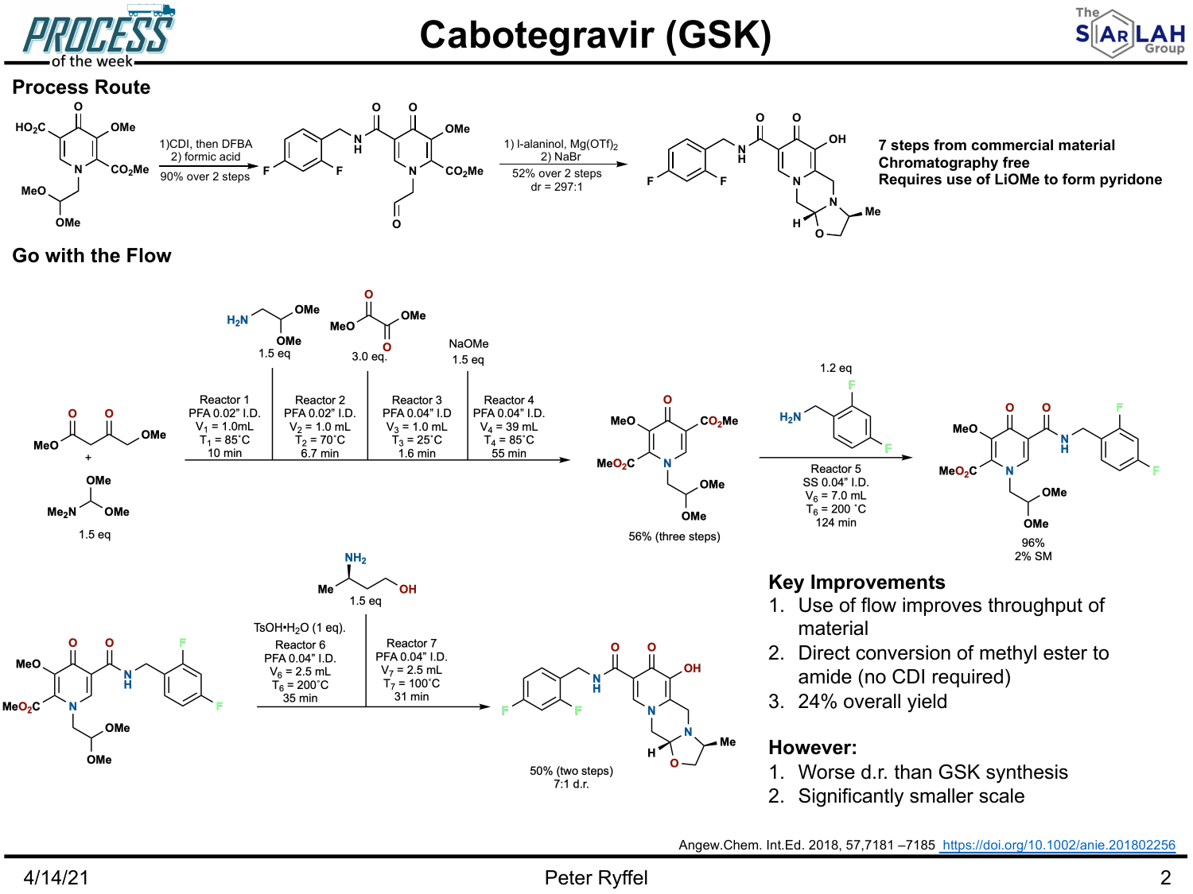# Cabotegravir (GSK)

## Process Route

1)CDI, then DFBA
2) formic acid
90% over 2 steps

1) l-alaninol, $Mg(OTf)_2$
2) NaBr
52% over 2 steps
dr = 297:1

**7 steps from commercial material**
**Chromatography free**
**Requires use of LiOMe to form pyridone**

## Go with the Flow

1.5 eq

1.5 eq

3.0 eq.

NaOMe
1.5 eq

Reactor 1
PFA 0.02" I.D.
$V_1$ = 1.0mL
$T_1$ = 85˚C
10 min

Reactor 2
PFA 0.02" I.D.
$V_2$ = 1.0 mL
$T_2$ = 70˚C
6.7 min

Reactor 3
PFA 0.04" I.D
$V_3$ = 1.0 mL
$T_3$ = 25˚C
1.6 min

Reactor 4
PFA 0.04" I.D.
$V_4$ = 39 mL
$T_4$ = 85˚C
55 min

56% (three steps)

1.2 eq

Reactor 5
SS 0.04" I.D.
$V_6$ = 7.0 mL
$T_6$ = 200 ˚C
124 min

96%
2% SM

1.5 eq

TsOH•$H_2O$ (1 eq).
Reactor 6
PFA 0.04" I.D.
$V_6$ = 2.5 mL
$T_6$ = 200˚C
35 min

Reactor 7
PFA 0.04" I.D.
$V_7$ = 2.5 mL
$T_7$ = 100˚C
31 min

50% (two steps)
7:1 d.r.

## Key Improvements

1. Use of flow improves throughput of material
2. Direct conversion of methyl ester to amide (no CDI required)
3. 24% overall yield

## However:

1. Worse d.r. than GSK synthesis
2. Significantly smaller scale

Angew.Chem. Int.Ed. 2018, 57,7181 –7185 https://doi.org/10.1002/anie.201802256

4/14/21 Peter Ryffel